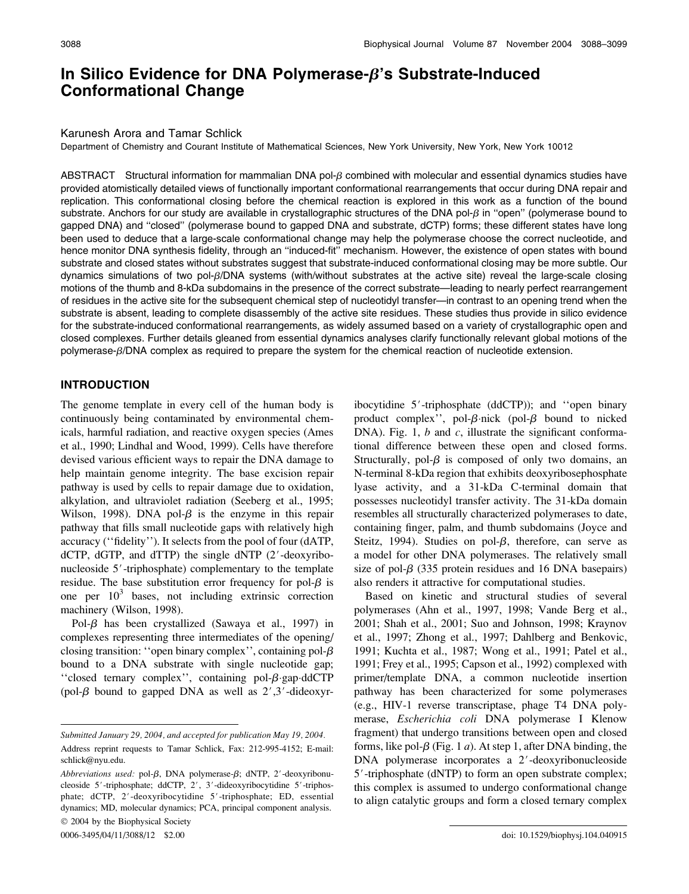# In Silico Evidence for DNA Polymerase-$\beta$'s Substrate-Induced Conformational Change

Karunesh Arora and Tamar Schlick

Department of Chemistry and Courant Institute of Mathematical Sciences, New York University, New York, New York 10012

ABSTRACT Structural information for mammalian DNA pol-$\beta$ combined with molecular and essential dynamics studies have provided atomistically detailed views of functionally important conformational rearrangements that occur during DNA repair and replication. This conformational closing before the chemical reaction is explored in this work as a function of the bound substrate. Anchors for our study are available in crystallographic structures of the DNA pol-$\beta$ in "open" (polymerase bound to gapped DNA) and "closed" (polymerase bound to gapped DNA and substrate, dCTP) forms; these different states have long been used to deduce that a large-scale conformational change may help the polymerase choose the correct nucleotide, and hence monitor DNA synthesis fidelity, through an "induced-fit" mechanism. However, the existence of open states with bound substrate and closed states without substrates suggest that substrate-induced conformational closing may be more subtle. Our dynamics simulations of two pol-$\beta$/DNA systems (with/without substrates at the active site) reveal the large-scale closing motions of the thumb and 8-kDa subdomains in the presence of the correct substrate—leading to nearly perfect rearrangement of residues in the active site for the subsequent chemical step of nucleotidyl transfer—in contrast to an opening trend when the substrate is absent, leading to complete disassembly of the active site residues. These studies thus provide in silico evidence for the substrate-induced conformational rearrangements, as widely assumed based on a variety of crystallographic open and closed complexes. Further details gleaned from essential dynamics analyses clarify functionally relevant global motions of the polymerase-$\beta$/DNA complex as required to prepare the system for the chemical reaction of nucleotide extension.

## INTRODUCTION

The genome template in every cell of the human body is continuously being contaminated by environmental chemicals, harmful radiation, and reactive oxygen species (Ames et al., 1990; Lindhal and Wood, 1999). Cells have therefore devised various efficient ways to repair the DNA damage to help maintain genome integrity. The base excision repair pathway is used by cells to repair damage due to oxidation, alkylation, and ultraviolet radiation (Seeberg et al., 1995; Wilson, 1998). DNA pol-$\beta$ is the enzyme in this repair pathway that fills small nucleotide gaps with relatively high accuracy ("fidelity"). It selects from the pool of four (dATP, dCTP, dGTP, and dTTP) the single dNTP (2′-deoxyribonucleoside 5′-triphosphate) complementary to the template residue. The base substitution error frequency for pol-$\beta$ is one per $10^3$ bases, not including extrinsic correction machinery (Wilson, 1998).

Pol-$\beta$ has been crystallized (Sawaya et al., 1997) in complexes representing three intermediates of the opening/closing transition: "open binary complex", containing pol-$\beta$ bound to a DNA substrate with single nucleotide gap; "closed ternary complex", containing pol-$\beta$·gap·ddCTP (pol-$\beta$ bound to gapped DNA as well as 2′,3′-dideoxyribocytidine 5′-triphosphate (ddCTP)); and "open binary product complex", pol-$\beta$·nick (pol-$\beta$ bound to nicked DNA). Fig. 1, *b* and *c*, illustrate the significant conformational difference between these open and closed forms. Structurally, pol-$\beta$ is composed of only two domains, an N-terminal 8-kDa region that exhibits deoxyribosephosphate lyase activity, and a 31-kDa C-terminal domain that possesses nucleotidyl transfer activity. The 31-kDa domain resembles all structurally characterized polymerases to date, containing finger, palm, and thumb subdomains (Joyce and Steitz, 1994). Studies on pol-$\beta$, therefore, can serve as a model for other DNA polymerases. The relatively small size of pol-$\beta$ (335 protein residues and 16 DNA basepairs) also renders it attractive for computational studies.

Based on kinetic and structural studies of several polymerases (Ahn et al., 1997, 1998; Vande Berg et al., 2001; Shah et al., 2001; Suo and Johnson, 1998; Kraynov et al., 1997; Zhong et al., 1997; Dahlberg and Benkovic, 1991; Kuchta et al., 1987; Wong et al., 1991; Patel et al., 1991; Frey et al., 1995; Capson et al., 1992) complexed with primer/template DNA, a common nucleotide insertion pathway has been characterized for some polymerases (e.g., HIV-1 reverse transcriptase, phage T4 DNA polymerase, *Escherichia coli* DNA polymerase I Klenow fragment) that undergo transitions between open and closed forms, like pol-$\beta$ (Fig. 1 *a*). At step 1, after DNA binding, the DNA polymerase incorporates a 2′-deoxyribonucleoside 5′-triphosphate (dNTP) to form an open substrate complex; this complex is assumed to undergo conformational change to align catalytic groups and form a closed ternary complex

*Submitted January 29, 2004, and accepted for publication May 19, 2004.*

Address reprint requests to Tamar Schlick, Fax: 212-995-4152; E-mail: schlick@nyu.edu.

*Abbreviations used:* pol-$\beta$, DNA polymerase-$\beta$; dNTP, 2′-deoxyribonucleoside 5′-triphosphate; ddCTP, 2′, 3′-dideoxyribocytidine 5′-triphosphate; dCTP, 2′-deoxyribocytidine 5′-triphosphate; ED, essential dynamics; MD, molecular dynamics; PCA, principal component analysis.

© 2004 by the Biophysical Society

0006-3495/04/11/3088/12 $2.00

doi: 10.1529/biophysj.104.040915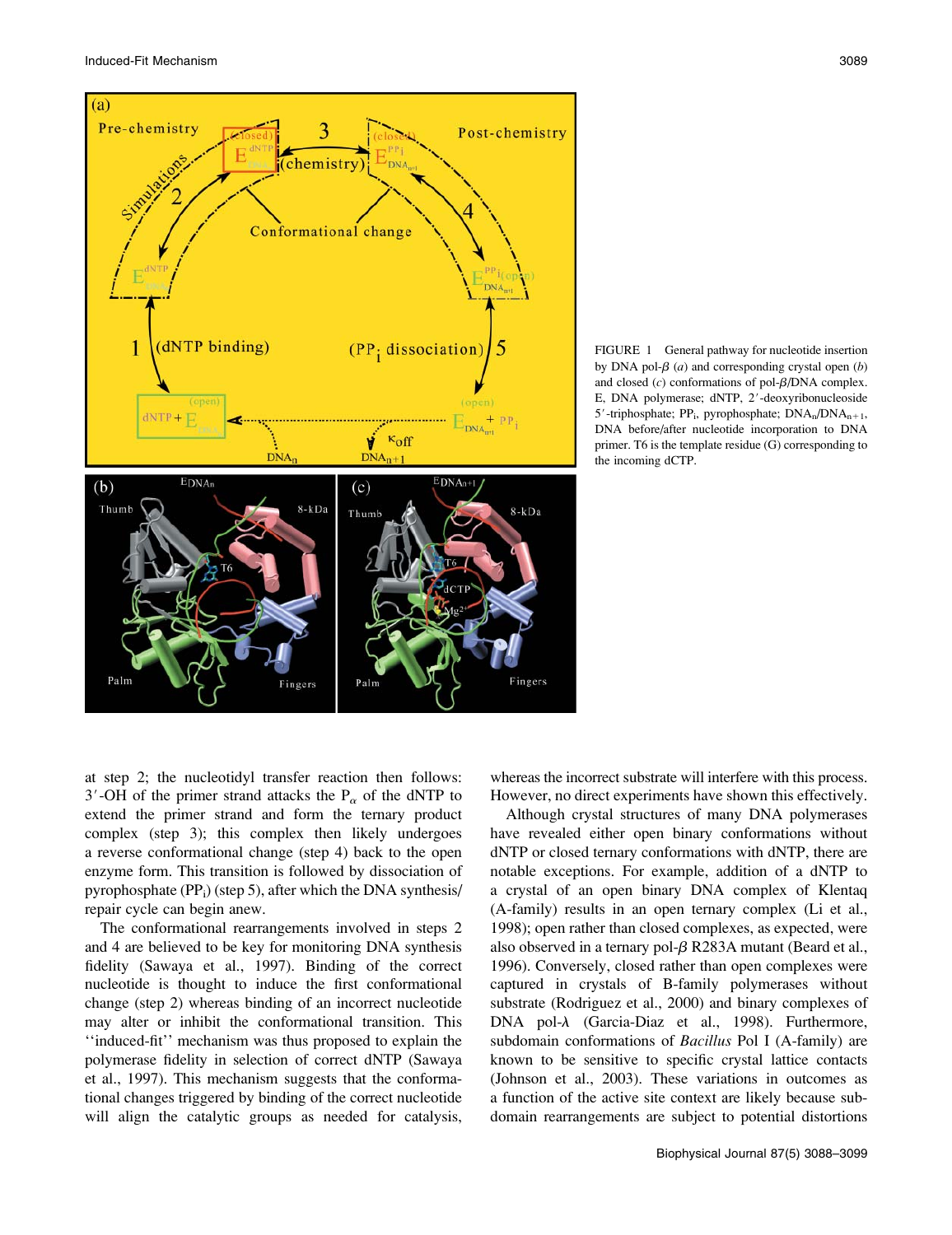FIGURE 1 General pathway for nucleotide insertion by DNA pol-$\beta$ ($a$) and corresponding crystal open ($b$) and closed ($c$) conformations of pol-$\beta$/DNA complex. E, DNA polymerase; dNTP, 2′-deoxyribonucleoside 5′-triphosphate; $PP_i$, pyrophosphate; $DNA_n$/$DNA_{n+1}$, DNA before/after nucleotide incorporation to DNA primer. T6 is the template residue (G) corresponding to the incoming dCTP.

at step 2; the nucleotidyl transfer reaction then follows: 3′-OH of the primer strand attacks the $P_\alpha$ of the dNTP to extend the primer strand and form the ternary product complex (step 3); this complex then likely undergoes a reverse conformational change (step 4) back to the open enzyme form. This transition is followed by dissociation of pyrophosphate ($PP_i$) (step 5), after which the DNA synthesis/repair cycle can begin anew.

The conformational rearrangements involved in steps 2 and 4 are believed to be key for monitoring DNA synthesis fidelity (Sawaya et al., 1997). Binding of the correct nucleotide is thought to induce the first conformational change (step 2) whereas binding of an incorrect nucleotide may alter or inhibit the conformational transition. This ''induced-fit'' mechanism was thus proposed to explain the polymerase fidelity in selection of correct dNTP (Sawaya et al., 1997). This mechanism suggests that the conformational changes triggered by binding of the correct nucleotide will align the catalytic groups as needed for catalysis, whereas the incorrect substrate will interfere with this process. However, no direct experiments have shown this effectively.

Although crystal structures of many DNA polymerases have revealed either open binary conformations without dNTP or closed ternary conformations with dNTP, there are notable exceptions. For example, addition of a dNTP to a crystal of an open binary DNA complex of Klentaq (A-family) results in an open ternary complex (Li et al., 1998); open rather than closed complexes, as expected, were also observed in a ternary pol-$\beta$ R283A mutant (Beard et al., 1996). Conversely, closed rather than open complexes were captured in crystals of B-family polymerases without substrate (Rodriguez et al., 2000) and binary complexes of DNA pol-$\lambda$ (Garcia-Diaz et al., 1998). Furthermore, subdomain conformations of *Bacillus* Pol I (A-family) are known to be sensitive to specific crystal lattice contacts (Johnson et al., 2003). These variations in outcomes as a function of the active site context are likely because subdomain rearrangements are subject to potential distortions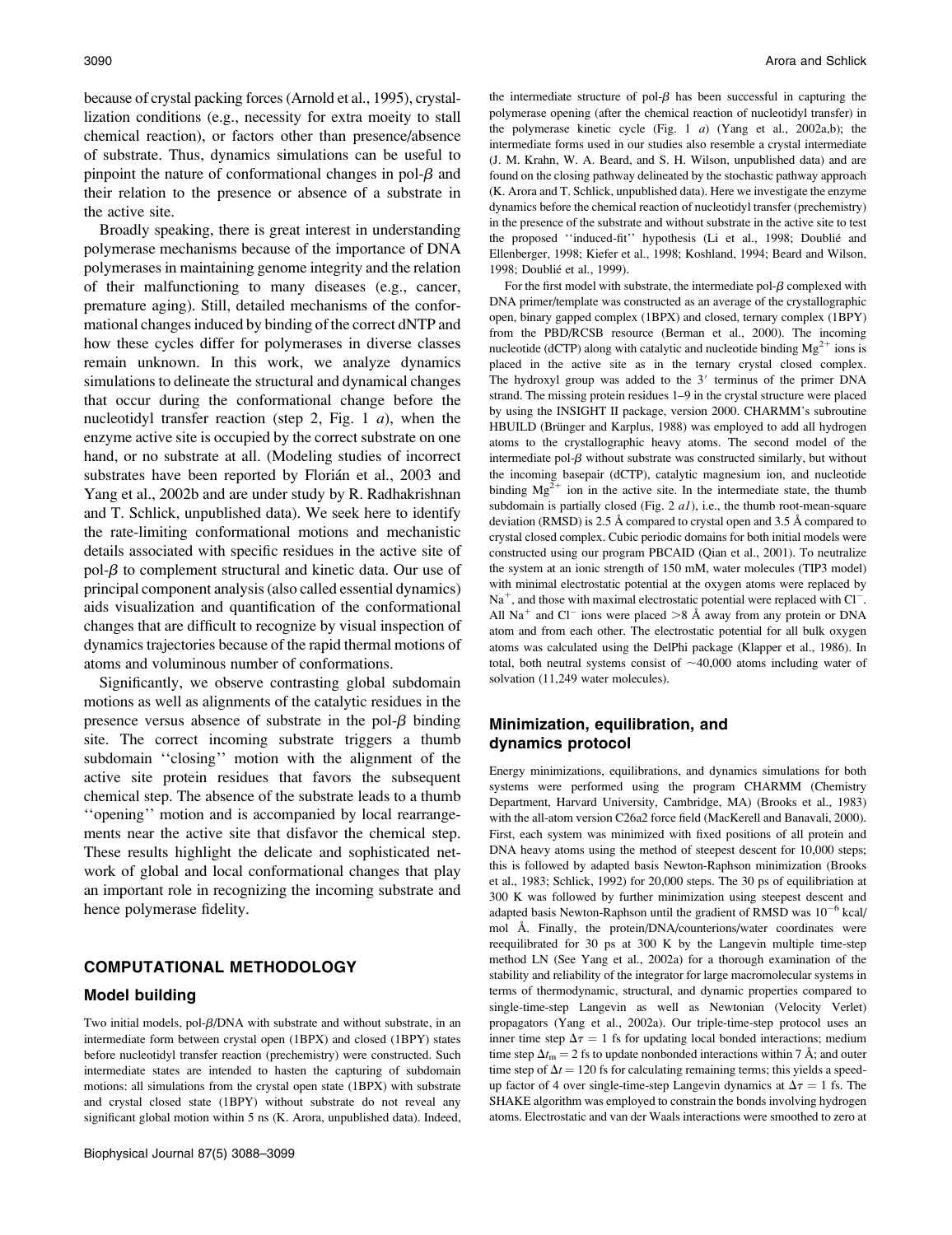because of crystal packing forces (Arnold et al., 1995), crystallization conditions (e.g., necessity for extra moeity to stall chemical reaction), or factors other than presence/absence of substrate. Thus, dynamics simulations can be useful to pinpoint the nature of conformational changes in pol-$\beta$ and their relation to the presence or absence of a substrate in the active site.

Broadly speaking, there is great interest in understanding polymerase mechanisms because of the importance of DNA polymerases in maintaining genome integrity and the relation of their malfunctioning to many diseases (e.g., cancer, premature aging). Still, detailed mechanisms of the conformational changes induced by binding of the correct dNTP and how these cycles differ for polymerases in diverse classes remain unknown. In this work, we analyze dynamics simulations to delineate the structural and dynamical changes that occur during the conformational change before the nucleotidyl transfer reaction (step 2, Fig. 1 *a*), when the enzyme active site is occupied by the correct substrate on one hand, or no substrate at all. (Modeling studies of incorrect substrates have been reported by Florián et al., 2003 and Yang et al., 2002b and are under study by R. Radhakrishnan and T. Schlick, unpublished data). We seek here to identify the rate-limiting conformational motions and mechanistic details associated with specific residues in the active site of pol-$\beta$ to complement structural and kinetic data. Our use of principal component analysis (also called essential dynamics) aids visualization and quantification of the conformational changes that are difficult to recognize by visual inspection of dynamics trajectories because of the rapid thermal motions of atoms and voluminous number of conformations.

Significantly, we observe contrasting global subdomain motions as well as alignments of the catalytic residues in the presence versus absence of substrate in the pol-$\beta$ binding site. The correct incoming substrate triggers a thumb subdomain ''closing'' motion with the alignment of the active site protein residues that favors the subsequent chemical step. The absence of the substrate leads to a thumb ''opening'' motion and is accompanied by local rearrangements near the active site that disfavor the chemical step. These results highlight the delicate and sophisticated network of global and local conformational changes that play an important role in recognizing the incoming substrate and hence polymerase fidelity.

## COMPUTATIONAL METHODOLOGY

### Model building

Two initial models, pol-$\beta$/DNA with substrate and without substrate, in an intermediate form between crystal open (1BPX) and closed (1BPY) states before nucleotidyl transfer reaction (prechemistry) were constructed. Such intermediate states are intended to hasten the capturing of subdomain motions: all simulations from the crystal open state (1BPX) with substrate and crystal closed state (1BPY) without substrate do not reveal any significant global motion within 5 ns (K. Arora, unpublished data). Indeed, the intermediate structure of pol-$\beta$ has been successful in capturing the polymerase opening (after the chemical reaction of nucleotidyl transfer) in the polymerase kinetic cycle (Fig. 1 *a*) (Yang et al., 2002a,b); the intermediate forms used in our studies also resemble a crystal intermediate (J. M. Krahn, W. A. Beard, and S. H. Wilson, unpublished data) and are found on the closing pathway delineated by the stochastic pathway approach (K. Arora and T. Schlick, unpublished data). Here we investigate the enzyme dynamics before the chemical reaction of nucleotidyl transfer (prechemistry) in the presence of the substrate and without substrate in the active site to test the proposed ''induced-fit'' hypothesis (Li et al., 1998; Doublié and Ellenberger, 1998; Kiefer et al., 1998; Koshland, 1994; Beard and Wilson, 1998; Doublié et al., 1999).

For the first model with substrate, the intermediate pol-$\beta$ complexed with DNA primer/template was constructed as an average of the crystallographic open, binary gapped complex (1BPX) and closed, ternary complex (1BPY) from the PBD/RCSB resource (Berman et al., 2000). The incoming nucleotide (dCTP) along with catalytic and nucleotide binding $Mg^{2+}$ ions is placed in the active site as in the ternary crystal closed complex. The hydroxyl group was added to the 3′ terminus of the primer DNA strand. The missing protein residues 1–9 in the crystal structure were placed by using the INSIGHT II package, version 2000. CHARMM's subroutine HBUILD (Brünger and Karplus, 1988) was employed to add all hydrogen atoms to the crystallographic heavy atoms. The second model of the intermediate pol-$\beta$ without substrate was constructed similarly, but without the incoming basepair (dCTP), catalytic magnesium ion, and nucleotide binding $Mg^{2+}$ ion in the active site. In the intermediate state, the thumb subdomain is partially closed (Fig. 2 *a1*), i.e., the thumb root-mean-square deviation (RMSD) is 2.5 Å compared to crystal open and 3.5 Å compared to crystal closed complex. Cubic periodic domains for both initial models were constructed using our program PBCAID (Qian et al., 2001). To neutralize the system at an ionic strength of 150 mM, water molecules (TIP3 model) with minimal electrostatic potential at the oxygen atoms were replaced by $Na^+$, and those with maximal electrostatic potential were replaced with $Cl^-$. All $Na^+$ and $Cl^-$ ions were placed >8 Å away from any protein or DNA atom and from each other. The electrostatic potential for all bulk oxygen atoms was calculated using the DelPhi package (Klapper et al., 1986). In total, both neutral systems consist of ~40,000 atoms including water of solvation (11,249 water molecules).

### Minimization, equilibration, and dynamics protocol

Energy minimizations, equilibrations, and dynamics simulations for both systems were performed using the program CHARMM (Chemistry Department, Harvard University, Cambridge, MA) (Brooks et al., 1983) with the all-atom version C26a2 force field (MacKerell and Banavali, 2000). First, each system was minimized with fixed positions of all protein and DNA heavy atoms using the method of steepest descent for 10,000 steps; this is followed by adapted basis Newton-Raphson minimization (Brooks et al., 1983; Schlick, 1992) for 20,000 steps. The 30 ps of equilibration at 300 K was followed by further minimization using steepest descent and adapted basis Newton-Raphson until the gradient of RMSD was $10^{-6}$ kcal/mol Å. Finally, the protein/DNA/counterions/water coordinates were reequilibrated for 30 ps at 300 K by the Langevin multiple time-step method LN (See Yang et al., 2002a) for a thorough examination of the stability and reliability of the integrator for large macromolecular systems in terms of thermodynamic, structural, and dynamic properties compared to single-time-step Langevin as well as Newtonian (Velocity Verlet) propagators (Yang et al., 2002a). Our triple-time-step protocol uses an inner time step $\Delta\tau = 1$ fs for updating local bonded interactions; medium time step $\Delta t_m = 2$ fs to update nonbonded interactions within 7 Å; and outer time step of $\Delta t = 120$ fs for calculating remaining terms; this yields a speedup factor of 4 over single-time-step Langevin dynamics at $\Delta\tau = 1$ fs. The SHAKE algorithm was employed to constrain the bonds involving hydrogen atoms. Electrostatic and van der Waals interactions were smoothed to zero at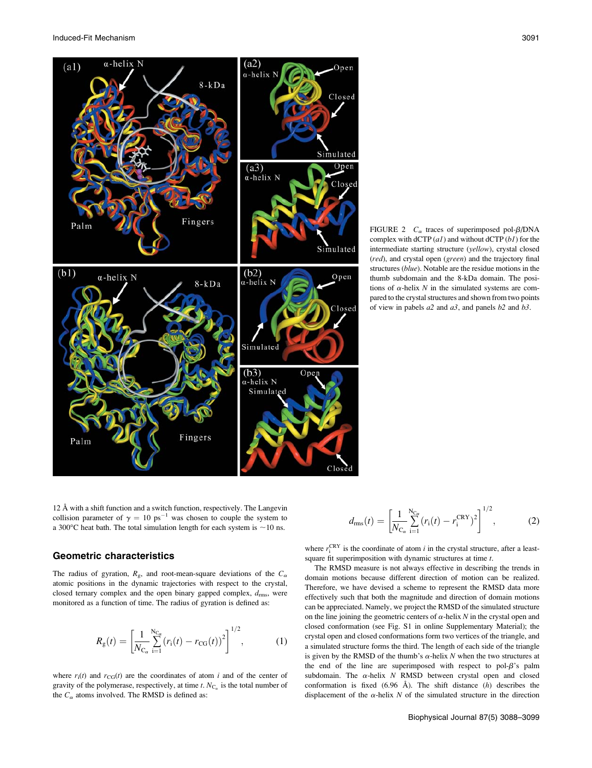FIGURE 2 $C_\alpha$ traces of superimposed pol-β/DNA complex with dCTP (*a1*) and without dCTP (*b1*) for the intermediate starting structure (*yellow*), crystal closed (*red*), and crystal open (*green*) and the trajectory final structures (*blue*). Notable are the residue motions in the thumb subdomain and the 8-kDa domain. The positions of α-helix *N* in the simulated systems are compared to the crystal structures and shown from two points of view in pabels *a2* and *a3*, and panels *b2* and *b3*.

12 Å with a shift function and a switch function, respectively. The Langevin collision parameter of $\gamma = 10\ \text{ps}^{-1}$ was chosen to couple the system to a 300°C heat bath. The total simulation length for each system is ~10 ns.

## Geometric characteristics

The radius of gyration, $R_g$, and root-mean-square deviations of the $C_\alpha$ atomic positions in the dynamic trajectories with respect to the crystal, closed ternary complex and the open binary gapped complex, $d_{rms}$, were monitored as a function of time. The radius of gyration is defined as:

$$R_g(t) = \left[\frac{1}{N_{C_\alpha}}\sum_{i=1}^{N_{C_\alpha}}(r_i(t) - r_{CG}(t))^2\right]^{1/2}, \tag{1}$$

where $r_i(t)$ and $r_{CG}(t)$ are the coordinates of atom $i$ and of the center of gravity of the polymerase, respectively, at time $t$. $N_{C_\alpha}$ is the total number of the $C_\alpha$ atoms involved. The RMSD is defined as:

$$d_{rms}(t) = \left[\frac{1}{N_{C_\alpha}}\sum_{i=1}^{N_{C_\alpha}}(r_i(t) - r_i^{CRY})^2\right]^{1/2}, \tag{2}$$

where $r_i^{CRY}$ is the coordinate of atom $i$ in the crystal structure, after a least-square fit superimposition with dynamic structures at time $t$.

The RMSD measure is not always effective in describing the trends in domain motions because different direction of motion can be realized. Therefore, we have devised a scheme to represent the RMSD data more effectively such that both the magnitude and direction of domain motions can be appreciated. Namely, we project the RMSD of the simulated structure on the line joining the geometric centers of α-helix *N* in the crystal open and closed conformation (see Fig. S1 in online Supplementary Material); the crystal open and closed conformations form two vertices of the triangle, and a simulated structure forms the third. The length of each side of the triangle is given by the RMSD of the thumb's α-helix *N* when the two structures at the end of the line are superimposed with respect to pol-β's palm subdomain. The α-helix *N* RMSD between crystal open and closed conformation is fixed (6.96 Å). The shift distance ($h$) describes the displacement of the α-helix *N* of the simulated structure in the direction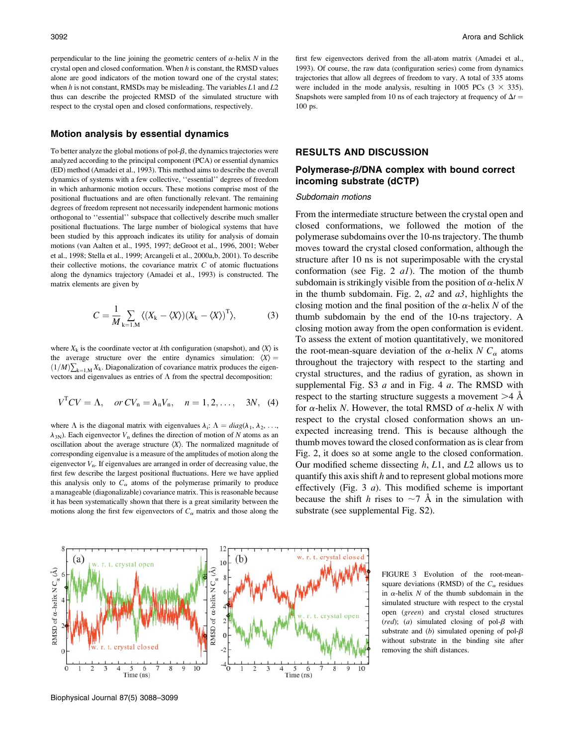perpendicular to the line joining the geometric centers of α-helix *N* in the crystal open and closed conformation. When *h* is constant, the RMSD values alone are good indicators of the motion toward one of the crystal states; when *h* is not constant, RMSDs may be misleading. The variables *L*1 and *L*2 thus can describe the projected RMSD of the simulated structure with respect to the crystal open and closed conformations, respectively.

### Motion analysis by essential dynamics

To better analyze the global motions of pol-β, the dynamics trajectories were analyzed according to the principal component (PCA) or essential dynamics (ED) method (Amadei et al., 1993). This method aims to describe the overall dynamics of systems with a few collective, ''essential'' degrees of freedom in which anharmonic motion occurs. These motions comprise most of the positional fluctuations and are often functionally relevant. The remaining degrees of freedom represent not necessarily independent harmonic motions orthogonal to ''essential'' subspace that collectively describe much smaller positional fluctuations. The large number of biological systems that have been studied by this approach indicates its utility for analysis of domain motions (van Aalten et al., 1995, 1997; deGroot et al., 1996, 2001; Weber et al., 1998; Stella et al., 1999; Arcangeli et al., 2000a,b, 2001). To describe their collective motions, the covariance matrix *C* of atomic fluctuations along the dynamics trajectory (Amadei et al., 1993) is constructed. The matrix elements are given by

$$C = \frac{1}{M}\sum_{k=1,M}\langle (X_k - \langle X\rangle)(X_k - \langle X\rangle)^T\rangle, \qquad (3)$$

where $X_k$ is the coordinate vector at *k*th configuration (snapshot), and $\langle X\rangle$ is the average structure over the entire dynamics simulation: $\langle X\rangle = (1/M)\sum_{k=1,M} X_k$. Diagonalization of covariance matrix produces the eigenvectors and eigenvalues as entries of Λ from the spectral decomposition:

$$V^T C V = \Lambda, \quad or\ CV_n = \lambda_n V_n, \quad n = 1, 2, \ldots, \quad 3N, \quad (4)$$

where Λ is the diagonal matrix with eigenvalues $\lambda_i$: $\Lambda = diag(\lambda_1, \lambda_2, \ldots, \lambda_{3N})$. Each eigenvector $V_n$ defines the direction of motion of *N* atoms as an oscillation about the average structure $\langle X\rangle$. The normalized magnitude of corresponding eigenvalue is a measure of the amplitudes of motion along the eigenvector $V_n$. If eigenvalues are arranged in order of decreasing value, the first few describe the largest positional fluctuations. Here we have applied this analysis only to $C_\alpha$ atoms of the polymerase primarily to produce a manageable (diagonalizable) covariance matrix. This is reasonable because it has been systematically shown that there is a great similarity between the motions along the first few eigenvectors of $C_\alpha$ matrix and those along the first few eigenvectors derived from the all-atom matrix (Amadei et al., 1993). Of course, the raw data (configuration series) come from dynamics trajectories that allow all degrees of freedom to vary. A total of 335 atoms were included in the mode analysis, resulting in 1005 PCs (3 × 335). Snapshots were sampled from 10 ns of each trajectory at frequency of $\Delta t$ = 100 ps.

## RESULTS AND DISCUSSION

### Polymerase-β/DNA complex with bound correct incoming substrate (dCTP)

#### *Subdomain motions*

From the intermediate structure between the crystal open and closed conformations, we followed the motion of the polymerase subdomains over the 10-ns trajectory. The thumb moves toward the crystal closed conformation, although the structure after 10 ns is not superimposable with the crystal conformation (see Fig. 2 *a1*). The motion of the thumb subdomain is strikingly visible from the position of α-helix *N* in the thumb subdomain. Fig. 2, *a2* and *a3*, highlights the closing motion and the final position of the α-helix *N* of the thumb subdomain by the end of the 10-ns trajectory. A closing motion away from the open conformation is evident. To assess the extent of motion quantitatively, we monitored the root-mean-square deviation of the α-helix *N* $C_\alpha$ atoms throughout the trajectory with respect to the starting and crystal structures, and the radius of gyration, as shown in supplemental Fig. S3 *a* and in Fig. 4 *a*. The RMSD with respect to the starting structure suggests a movement >4 Å for α-helix *N*. However, the total RMSD of α-helix *N* with respect to the crystal closed conformation shows an unexpected increasing trend. This is because although the thumb moves toward the closed conformation as is clear from Fig. 2, it does so at some angle to the closed conformation. Our modified scheme dissecting *h*, *L*1, and *L*2 allows us to quantify this axis shift *h* and to represent global motions more effectively (Fig. 3 *a*). This modified scheme is important because the shift *h* rises to ~7 Å in the simulation with substrate (see supplemental Fig. S2).

FIGURE 3 Evolution of the root-mean-square deviations (RMSD) of the $C_\alpha$ residues in α-helix *N* of the thumb subdomain in the simulated structure with respect to the crystal open (*green*) and crystal closed structures (*red*); (*a*) simulated closing of pol-β with substrate and (*b*) simulated opening of pol-β without substrate in the binding site after removing the shift distances.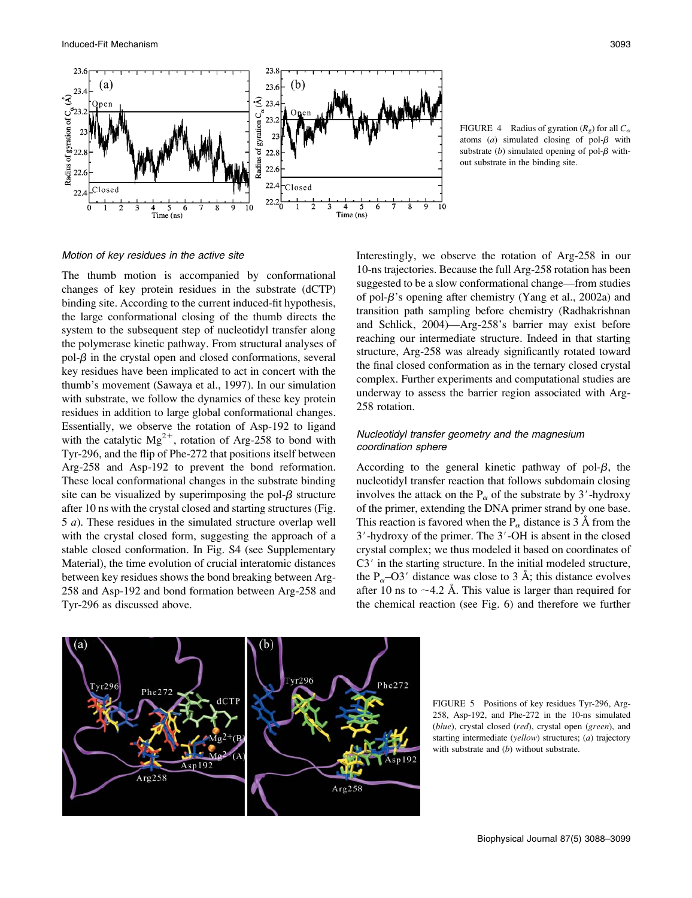FIGURE 4 Radius of gyration ($R_g$) for all $C_\alpha$ atoms (*a*) simulated closing of pol-$\beta$ with substrate (*b*) simulated opening of pol-$\beta$ without substrate in the binding site.

#### Motion of key residues in the active site

The thumb motion is accompanied by conformational changes of key protein residues in the substrate (dCTP) binding site. According to the current induced-fit hypothesis, the large conformational closing of the thumb directs the system to the subsequent step of nucleotidyl transfer along the polymerase kinetic pathway. From structural analyses of pol-$\beta$ in the crystal open and closed conformations, several key residues have been implicated to act in concert with the thumb's movement (Sawaya et al., 1997). In our simulation with substrate, we follow the dynamics of these key protein residues in addition to large global conformational changes. Essentially, we observe the rotation of Asp-192 to ligand with the catalytic $Mg^{2+}$, rotation of Arg-258 to bond with Tyr-296, and the flip of Phe-272 that positions itself between Arg-258 and Asp-192 to prevent the bond reformation. These local conformational changes in the substrate binding site can be visualized by superimposing the pol-$\beta$ structure after 10 ns with the crystal closed and starting structures (Fig. 5 *a*). These residues in the simulated structure overlap well with the crystal closed form, suggesting the approach of a stable closed conformation. In Fig. S4 (see Supplementary Material), the time evolution of crucial interatomic distances between key residues shows the bond breaking between Arg-258 and Asp-192 and bond formation between Arg-258 and Tyr-296 as discussed above.

Interestingly, we observe the rotation of Arg-258 in our 10-ns trajectories. Because the full Arg-258 rotation has been suggested to be a slow conformational change—from studies of pol-$\beta$'s opening after chemistry (Yang et al., 2002a) and transition path sampling before chemistry (Radhakrishnan and Schlick, 2004)—Arg-258's barrier may exist before reaching our intermediate structure. Indeed in that starting structure, Arg-258 was already significantly rotated toward the final closed conformation as in the ternary closed crystal complex. Further experiments and computational studies are underway to assess the barrier region associated with Arg-258 rotation.

#### Nucleotidyl transfer geometry and the magnesium coordination sphere

According to the general kinetic pathway of pol-$\beta$, the nucleotidyl transfer reaction that follows subdomain closing involves the attack on the $P_\alpha$ of the substrate by 3′-hydroxy of the primer, extending the DNA primer strand by one base. This reaction is favored when the $P_\alpha$ distance is 3 Å from the 3′-hydroxy of the primer. The 3′-OH is absent in the closed crystal complex; we thus modeled it based on coordinates of C3′ in the starting structure. In the initial modeled structure, the $P_\alpha$–O3′ distance was close to 3 Å; this distance evolves after 10 ns to ~4.2 Å. This value is larger than required for the chemical reaction (see Fig. 6) and therefore we further

FIGURE 5 Positions of key residues Tyr-296, Arg-258, Asp-192, and Phe-272 in the 10-ns simulated (*blue*), crystal closed (*red*), crystal open (*green*), and starting intermediate (*yellow*) structures; (*a*) trajectory with substrate and (*b*) without substrate.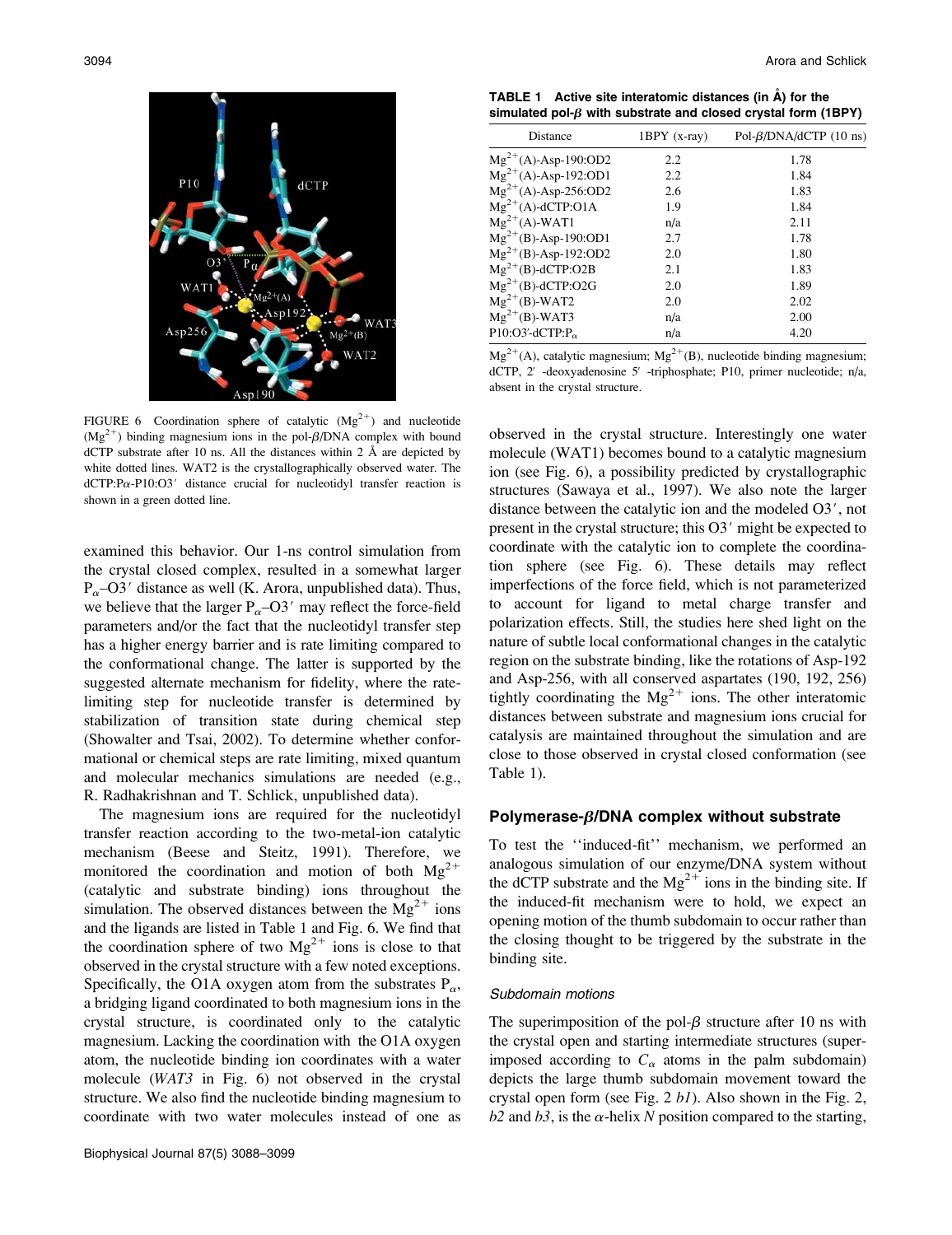FIGURE 6 Coordination sphere of catalytic ($Mg^{2+}$) and nucleotide ($Mg^{2+}$) binding magnesium ions in the pol-$\beta$/DNA complex with bound dCTP substrate after 10 ns. All the distances within 2 Å are depicted by white dotted lines. WAT2 is the crystallographically observed water. The dCTP:P$\alpha$-P10:O3′ distance crucial for nucleotidyl transfer reaction is shown in a green dotted line.

examined this behavior. Our 1-ns control simulation from the crystal closed complex, resulted in a somewhat larger $P_\alpha$–O3′ distance as well (K. Arora, unpublished data). Thus, we believe that the larger $P_\alpha$–O3′ may reflect the force-field parameters and/or the fact that the nucleotidyl transfer step has a higher energy barrier and is rate limiting compared to the conformational change. The latter is supported by the suggested alternate mechanism for fidelity, where the rate-limiting step for nucleotide transfer is determined by stabilization of transition state during chemical step (Showalter and Tsai, 2002). To determine whether conformational or chemical steps are rate limiting, mixed quantum and molecular mechanics simulations are needed (e.g., R. Radhakrishnan and T. Schlick, unpublished data).

The magnesium ions are required for the nucleotidyl transfer reaction according to the two-metal-ion catalytic mechanism (Beese and Steitz, 1991). Therefore, we monitored the coordination and motion of both $Mg^{2+}$ (catalytic and substrate binding) ions throughout the simulation. The observed distances between the $Mg^{2+}$ ions and the ligands are listed in Table 1 and Fig. 6. We find that the coordination sphere of two $Mg^{2+}$ ions is close to that observed in the crystal structure with a few noted exceptions. Specifically, the O1A oxygen atom from the substrates $P_\alpha$, a bridging ligand coordinated to both magnesium ions in the crystal structure, is coordinated only to the catalytic magnesium. Lacking the coordination with the O1A oxygen atom, the nucleotide binding ion coordinates with a water molecule (*WAT3* in Fig. 6) not observed in the crystal structure. We also find the nucleotide binding magnesium to coordinate with two water molecules instead of one as

**TABLE 1 Active site interatomic distances (in Å) for the simulated pol-$\beta$ with substrate and closed crystal form (1BPY)**

| Distance | 1BPY (x-ray) | Pol-$\beta$/DNA/dCTP (10 ns) |
|---|---|---|
| $Mg^{2+}$(A)-Asp-190:OD2 | 2.2 | 1.78 |
| $Mg^{2+}$(A)-Asp-192:OD1 | 2.2 | 1.84 |
| $Mg^{2+}$(A)-Asp-256:OD2 | 2.6 | 1.83 |
| $Mg^{2+}$(A)-dCTP:O1A | 1.9 | 1.84 |
| $Mg^{2+}$(A)-WAT1 | n/a | 2.11 |
| $Mg^{2+}$(B)-Asp-190:OD1 | 2.7 | 1.78 |
| $Mg^{2+}$(B)-Asp-192:OD2 | 2.0 | 1.80 |
| $Mg^{2+}$(B)-dCTP:O2B | 2.1 | 1.83 |
| $Mg^{2+}$(B)-dCTP:O2G | 2.0 | 1.89 |
| $Mg^{2+}$(B)-WAT2 | 2.0 | 2.02 |
| $Mg^{2+}$(B)-WAT3 | n/a | 2.00 |
| P10:O3′-dCTP:$P_\alpha$ | n/a | 4.20 |

$Mg^{2+}$(A), catalytic magnesium; $Mg^{2+}$(B), nucleotide binding magnesium; dCTP, 2′ -deoxyadenosine 5′ -triphosphate; P10, primer nucleotide; n/a, absent in the crystal structure.

observed in the crystal structure. Interestingly one water molecule (WAT1) becomes bound to a catalytic magnesium ion (see Fig. 6), a possibility predicted by crystallographic structures (Sawaya et al., 1997). We also note the larger distance between the catalytic ion and the modeled O3′, not present in the crystal structure; this O3′ might be expected to coordinate with the catalytic ion to complete the coordination sphere (see Fig. 6). These details may reflect imperfections of the force field, which is not parameterized to account for ligand to metal charge transfer and polarization effects. Still, the studies here shed light on the nature of subtle local conformational changes in the catalytic region on the substrate binding, like the rotations of Asp-192 and Asp-256, with all conserved aspartates (190, 192, 256) tightly coordinating the $Mg^{2+}$ ions. The other interatomic distances between substrate and magnesium ions crucial for catalysis are maintained throughout the simulation and are close to those observed in crystal closed conformation (see Table 1).

## Polymerase-$\beta$/DNA complex without substrate

To test the ''induced-fit'' mechanism, we performed an analogous simulation of our enzyme/DNA system without the dCTP substrate and the $Mg^{2+}$ ions in the binding site. If the induced-fit mechanism were to hold, we expect an opening motion of the thumb subdomain to occur rather than the closing thought to be triggered by the substrate in the binding site.

### *Subdomain motions*

The superimposition of the pol-$\beta$ structure after 10 ns with the crystal open and starting intermediate structures (superimposed according to $C_\alpha$ atoms in the palm subdomain) depicts the large thumb subdomain movement toward the crystal open form (see Fig. 2 *b1*). Also shown in the Fig. 2, *b2* and *b3*, is the $\alpha$-helix *N* position compared to the starting,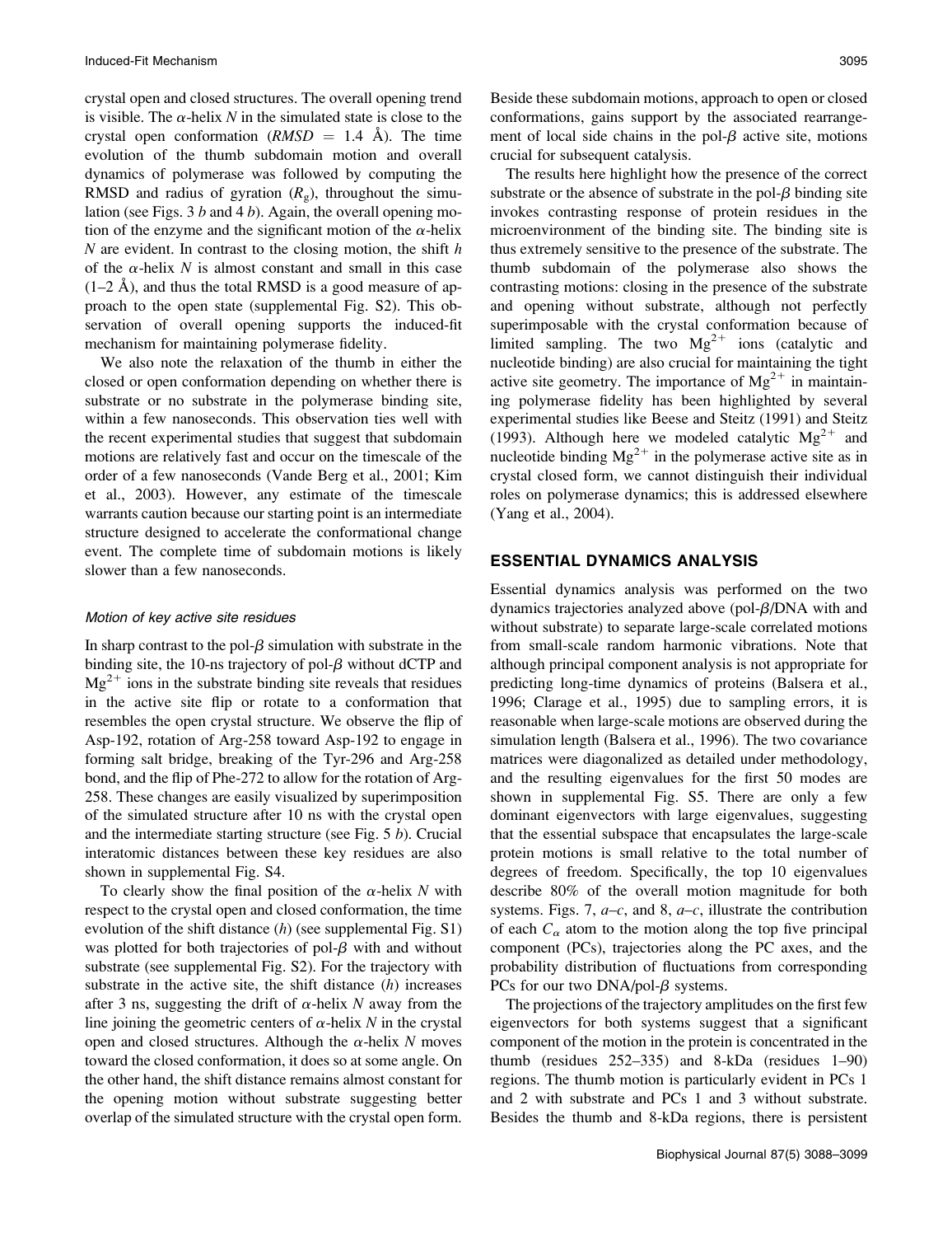crystal open and closed structures. The overall opening trend is visible. The $\alpha$-helix $N$ in the simulated state is close to the crystal open conformation ($RMSD$ = 1.4 Å). The time evolution of the thumb subdomain motion and overall dynamics of polymerase was followed by computing the RMSD and radius of gyration ($R_g$), throughout the simulation (see Figs. 3 *b* and 4 *b*). Again, the overall opening motion of the enzyme and the significant motion of the $\alpha$-helix $N$ are evident. In contrast to the closing motion, the shift $h$ of the $\alpha$-helix $N$ is almost constant and small in this case (1–2 Å), and thus the total RMSD is a good measure of approach to the open state (supplemental Fig. S2). This observation of overall opening supports the induced-fit mechanism for maintaining polymerase fidelity.

We also note the relaxation of the thumb in either the closed or open conformation depending on whether there is substrate or no substrate in the polymerase binding site, within a few nanoseconds. This observation ties well with the recent experimental studies that suggest that subdomain motions are relatively fast and occur on the timescale of the order of a few nanoseconds (Vande Berg et al., 2001; Kim et al., 2003). However, any estimate of the timescale warrants caution because our starting point is an intermediate structure designed to accelerate the conformational change event. The complete time of subdomain motions is likely slower than a few nanoseconds.

#### *Motion of key active site residues*

In sharp contrast to the pol-$\beta$ simulation with substrate in the binding site, the 10-ns trajectory of pol-$\beta$ without dCTP and $Mg^{2+}$ ions in the substrate binding site reveals that residues in the active site flip or rotate to a conformation that resembles the open crystal structure. We observe the flip of Asp-192, rotation of Arg-258 toward Asp-192 to engage in forming salt bridge, breaking of the Tyr-296 and Arg-258 bond, and the flip of Phe-272 to allow for the rotation of Arg-258. These changes are easily visualized by superimposition of the simulated structure after 10 ns with the crystal open and the intermediate starting structure (see Fig. 5 *b*). Crucial interatomic distances between these key residues are also shown in supplemental Fig. S4.

To clearly show the final position of the $\alpha$-helix $N$ with respect to the crystal open and closed conformation, the time evolution of the shift distance ($h$) (see supplemental Fig. S1) was plotted for both trajectories of pol-$\beta$ with and without substrate (see supplemental Fig. S2). For the trajectory with substrate in the active site, the shift distance ($h$) increases after 3 ns, suggesting the drift of $\alpha$-helix $N$ away from the line joining the geometric centers of $\alpha$-helix $N$ in the crystal open and closed structures. Although the $\alpha$-helix $N$ moves toward the closed conformation, it does so at some angle. On the other hand, the shift distance remains almost constant for the opening motion without substrate suggesting better overlap of the simulated structure with the crystal open form. Beside these subdomain motions, approach to open or closed conformations, gains support by the associated rearrangement of local side chains in the pol-$\beta$ active site, motions crucial for subsequent catalysis.

The results here highlight how the presence of the correct substrate or the absence of substrate in the pol-$\beta$ binding site invokes contrasting response of protein residues in the microenvironment of the binding site. The binding site is thus extremely sensitive to the presence of the substrate. The thumb subdomain of the polymerase also shows the contrasting motions: closing in the presence of the substrate and opening without substrate, although not perfectly superimposable with the crystal conformation because of limited sampling. The two $Mg^{2+}$ ions (catalytic and nucleotide binding) are also crucial for maintaining the tight active site geometry. The importance of $Mg^{2+}$ in maintaining polymerase fidelity has been highlighted by several experimental studies like Beese and Steitz (1991) and Steitz (1993). Although here we modeled catalytic $Mg^{2+}$ and nucleotide binding $Mg^{2+}$ in the polymerase active site as in crystal closed form, we cannot distinguish their individual roles on polymerase dynamics; this is addressed elsewhere (Yang et al., 2004).

## ESSENTIAL DYNAMICS ANALYSIS

Essential dynamics analysis was performed on the two dynamics trajectories analyzed above (pol-$\beta$/DNA with and without substrate) to separate large-scale correlated motions from small-scale random harmonic vibrations. Note that although principal component analysis is not appropriate for predicting long-time dynamics of proteins (Balsera et al., 1996; Clarage et al., 1995) due to sampling errors, it is reasonable when large-scale motions are observed during the simulation length (Balsera et al., 1996). The two covariance matrices were diagonalized as detailed under methodology, and the resulting eigenvalues for the first 50 modes are shown in supplemental Fig. S5. There are only a few dominant eigenvectors with large eigenvalues, suggesting that the essential subspace that encapsulates the large-scale protein motions is small relative to the total number of degrees of freedom. Specifically, the top 10 eigenvalues describe 80% of the overall motion magnitude for both systems. Figs. 7, *a–c*, and 8, *a–c*, illustrate the contribution of each $C_\alpha$ atom to the motion along the top five principal component (PCs), trajectories along the PC axes, and the probability distribution of fluctuations from corresponding PCs for our two DNA/pol-$\beta$ systems.

The projections of the trajectory amplitudes on the first few eigenvectors for both systems suggest that a significant component of the motion in the protein is concentrated in the thumb (residues 252–335) and 8-kDa (residues 1–90) regions. The thumb motion is particularly evident in PCs 1 and 2 with substrate and PCs 1 and 3 without substrate. Besides the thumb and 8-kDa regions, there is persistent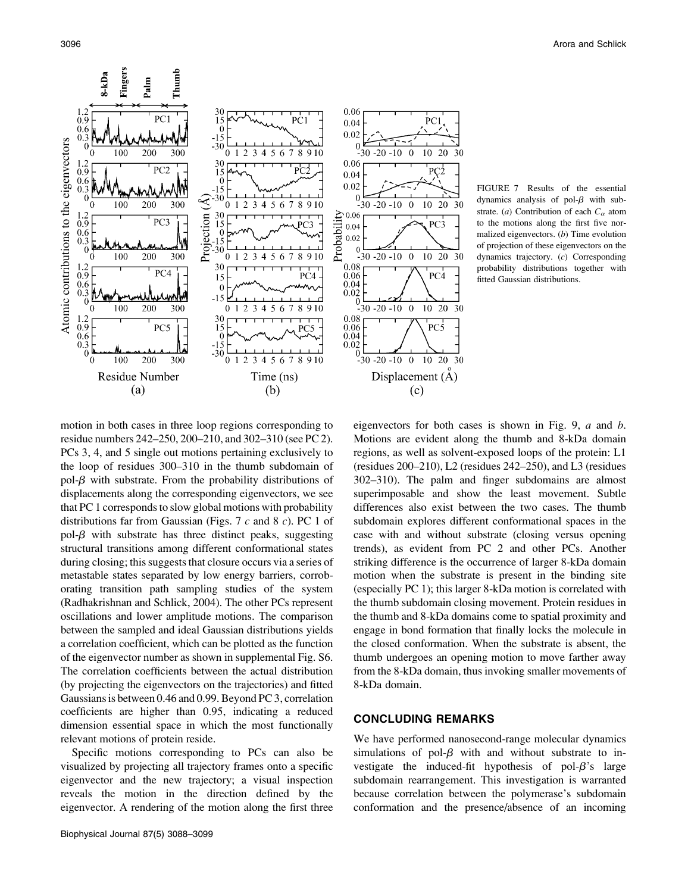FIGURE 7 Results of the essential dynamics analysis of pol-$\beta$ with substrate. (*a*) Contribution of each $C_\alpha$ atom to the motions along the first five normalized eigenvectors. (*b*) Time evolution of projection of these eigenvectors on the dynamics trajectory. (*c*) Corresponding probability distributions together with fitted Gaussian distributions.

motion in both cases in three loop regions corresponding to residue numbers 242–250, 200–210, and 302–310 (see PC 2). PCs 3, 4, and 5 single out motions pertaining exclusively to the loop of residues 300–310 in the thumb subdomain of pol-$\beta$ with substrate. From the probability distributions of displacements along the corresponding eigenvectors, we see that PC 1 corresponds to slow global motions with probability distributions far from Gaussian (Figs. 7 *c* and 8 *c*). PC 1 of pol-$\beta$ with substrate has three distinct peaks, suggesting structural transitions among different conformational states during closing; this suggests that closure occurs via a series of metastable states separated by low energy barriers, corroborating transition path sampling studies of the system (Radhakrishnan and Schlick, 2004). The other PCs represent oscillations and lower amplitude motions. The comparison between the sampled and ideal Gaussian distributions yields a correlation coefficient, which can be plotted as the function of the eigenvector number as shown in supplemental Fig. S6. The correlation coefficients between the actual distribution (by projecting the eigenvectors on the trajectories) and fitted Gaussians is between 0.46 and 0.99. Beyond PC 3, correlation coefficients are higher than 0.95, indicating a reduced dimension essential space in which the most functionally relevant motions of protein reside.

Specific motions corresponding to PCs can also be visualized by projecting all trajectory frames onto a specific eigenvector and the new trajectory; a visual inspection reveals the motion in the direction defined by the eigenvector. A rendering of the motion along the first three eigenvectors for both cases is shown in Fig. 9, *a* and *b*. Motions are evident along the thumb and 8-kDa domain regions, as well as solvent-exposed loops of the protein: L1 (residues 200–210), L2 (residues 242–250), and L3 (residues 302–310). The palm and finger subdomains are almost superimposable and show the least movement. Subtle differences also exist between the two cases. The thumb subdomain explores different conformational spaces in the case with and without substrate (closing versus opening trends), as evident from PC 2 and other PCs. Another striking difference is the occurrence of larger 8-kDa domain motion when the substrate is present in the binding site (especially PC 1); this larger 8-kDa motion is correlated with the thumb subdomain closing movement. Protein residues in the thumb and 8-kDa domains come to spatial proximity and engage in bond formation that finally locks the molecule in the closed conformation. When the substrate is absent, the thumb undergoes an opening motion to move farther away from the 8-kDa domain, thus invoking smaller movements of 8-kDa domain.

## CONCLUDING REMARKS

We have performed nanosecond-range molecular dynamics simulations of pol-$\beta$ with and without substrate to investigate the induced-fit hypothesis of pol-$\beta$'s large subdomain rearrangement. This investigation is warranted because correlation between the polymerase's subdomain conformation and the presence/absence of an incoming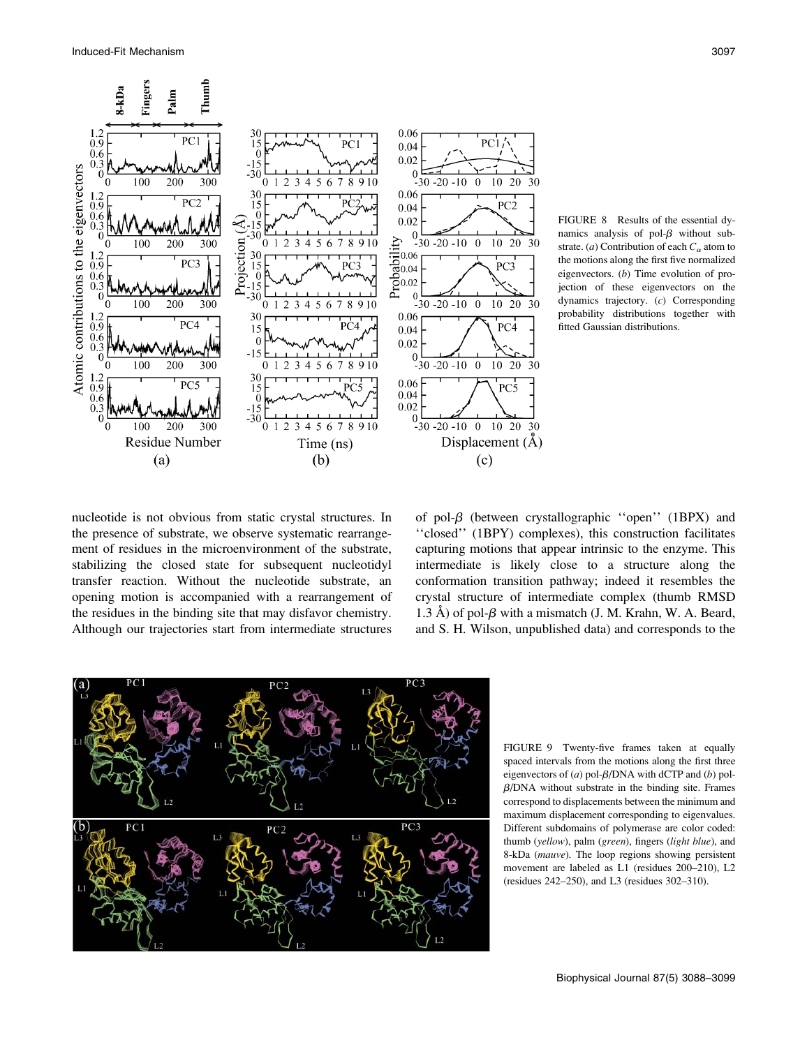FIGURE 8 Results of the essential dynamics analysis of pol-$\beta$ without substrate. (*a*) Contribution of each $C_\alpha$ atom to the motions along the first five normalized eigenvectors. (*b*) Time evolution of projection of these eigenvectors on the dynamics trajectory. (*c*) Corresponding probability distributions together with fitted Gaussian distributions.

nucleotide is not obvious from static crystal structures. In the presence of substrate, we observe systematic rearrangement of residues in the microenvironment of the substrate, stabilizing the closed state for subsequent nucleotidyl transfer reaction. Without the nucleotide substrate, an opening motion is accompanied with a rearrangement of the residues in the binding site that may disfavor chemistry. Although our trajectories start from intermediate structures of pol-$\beta$ (between crystallographic ''open'' (1BPX) and ''closed'' (1BPY) complexes), this construction facilitates capturing motions that appear intrinsic to the enzyme. This intermediate is likely close to a structure along the conformation transition pathway; indeed it resembles the crystal structure of intermediate complex (thumb RMSD 1.3 Å) of pol-$\beta$ with a mismatch (J. M. Krahn, W. A. Beard, and S. H. Wilson, unpublished data) and corresponds to the

FIGURE 9 Twenty-five frames taken at equally spaced intervals from the motions along the first three eigenvectors of (*a*) pol-$\beta$/DNA with dCTP and (*b*) pol-$\beta$/DNA without substrate in the binding site. Frames correspond to displacements between the minimum and maximum displacement corresponding to eigenvalues. Different subdomains of polymerase are color coded: thumb (*yellow*), palm (*green*), fingers (*light blue*), and 8-kDa (*mauve*). The loop regions showing persistent movement are labeled as L1 (residues 200–210), L2 (residues 242–250), and L3 (residues 302–310).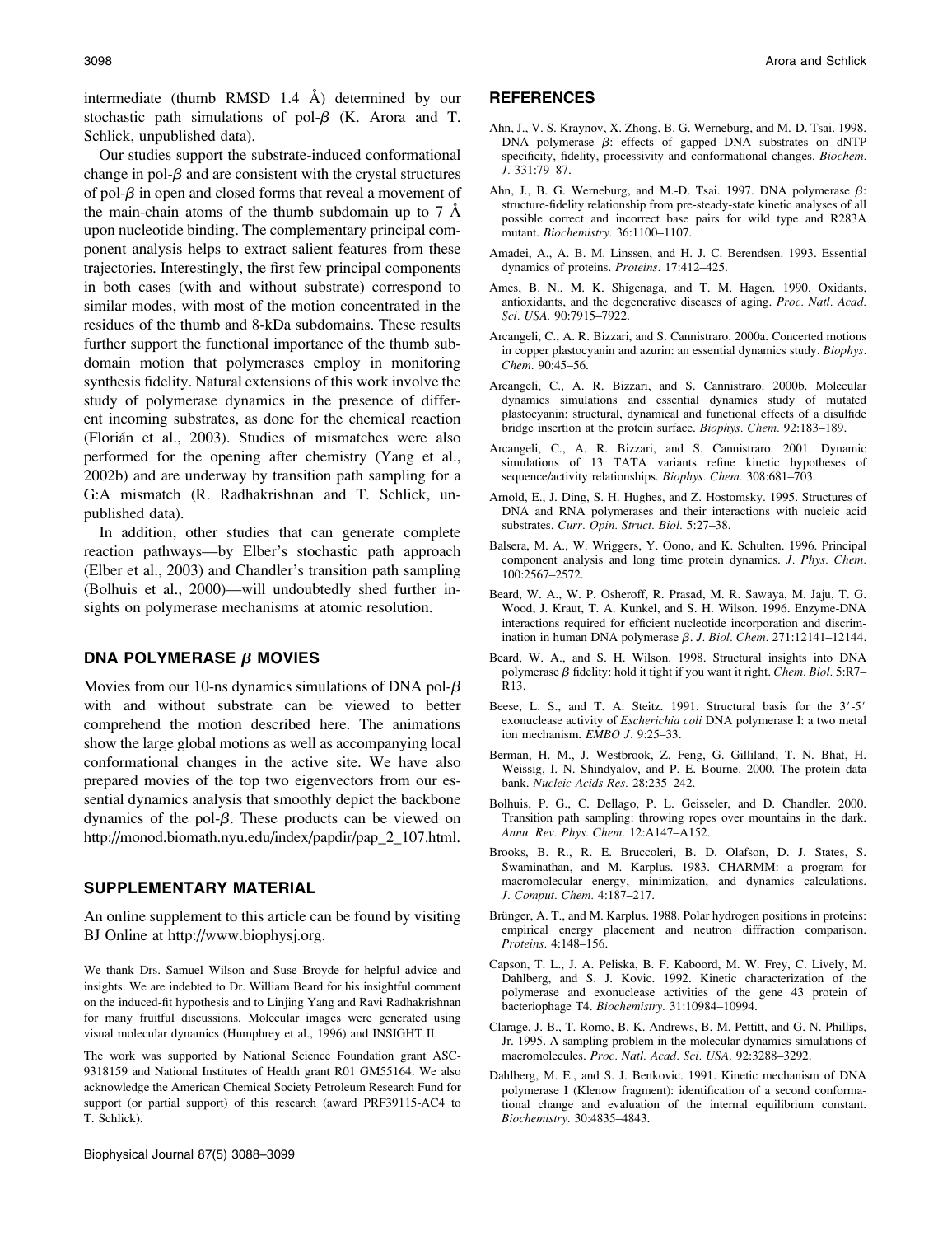intermediate (thumb RMSD 1.4 Å) determined by our stochastic path simulations of pol-$\beta$ (K. Arora and T. Schlick, unpublished data).

Our studies support the substrate-induced conformational change in pol-$\beta$ and are consistent with the crystal structures of pol-$\beta$ in open and closed forms that reveal a movement of the main-chain atoms of the thumb subdomain up to 7 Å upon nucleotide binding. The complementary principal component analysis helps to extract salient features from these trajectories. Interestingly, the first few principal components in both cases (with and without substrate) correspond to similar modes, with most of the motion concentrated in the residues of the thumb and 8-kDa subdomains. These results further support the functional importance of the thumb subdomain motion that polymerases employ in monitoring synthesis fidelity. Natural extensions of this work involve the study of polymerase dynamics in the presence of different incoming substrates, as done for the chemical reaction (Florián et al., 2003). Studies of mismatches were also performed for the opening after chemistry (Yang et al., 2002b) and are underway by transition path sampling for a G:A mismatch (R. Radhakrishnan and T. Schlick, unpublished data).

In addition, other studies that can generate complete reaction pathways—by Elber's stochastic path approach (Elber et al., 2003) and Chandler's transition path sampling (Bolhuis et al., 2000)—will undoubtedly shed further insights on polymerase mechanisms at atomic resolution.

## DNA POLYMERASE $\beta$ MOVIES

Movies from our 10-ns dynamics simulations of DNA pol-$\beta$ with and without substrate can be viewed to better comprehend the motion described here. The animations show the large global motions as well as accompanying local conformational changes in the active site. We have also prepared movies of the top two eigenvectors from our essential dynamics analysis that smoothly depict the backbone dynamics of the pol-$\beta$. These products can be viewed on http://monod.biomath.nyu.edu/index/papdir/pap_2_107.html.

## SUPPLEMENTARY MATERIAL

An online supplement to this article can be found by visiting BJ Online at http://www.biophysj.org.

We thank Drs. Samuel Wilson and Suse Broyde for helpful advice and insights. We are indebted to Dr. William Beard for his insightful comment on the induced-fit hypothesis and to Linjing Yang and Ravi Radhakrishnan for many fruitful discussions. Molecular images were generated using visual molecular dynamics (Humphrey et al., 1996) and INSIGHT II.

The work was supported by National Science Foundation grant ASC-9318159 and National Institutes of Health grant R01 GM55164. We also acknowledge the American Chemical Society Petroleum Research Fund for support (or partial support) of this research (award PRF39115-AC4 to T. Schlick).

## REFERENCES

Ahn, J., V. S. Kraynov, X. Zhong, B. G. Werneburg, and M.-D. Tsai. 1998. DNA polymerase $\beta$: effects of gapped DNA substrates on dNTP specificity, fidelity, processivity and conformational changes. *Biochem. J.* 331:79–87.

Ahn, J., B. G. Werneburg, and M.-D. Tsai. 1997. DNA polymerase $\beta$: structure-fidelity relationship from pre-steady-state kinetic analyses of all possible correct and incorrect base pairs for wild type and R283A mutant. *Biochemistry.* 36:1100–1107.

Amadei, A., A. B. M. Linssen, and H. J. C. Berendsen. 1993. Essential dynamics of proteins. *Proteins.* 17:412–425.

Ames, B. N., M. K. Shigenaga, and T. M. Hagen. 1990. Oxidants, antioxidants, and the degenerative diseases of aging. *Proc. Natl. Acad. Sci. USA.* 90:7915–7922.

Arcangeli, C., A. R. Bizzari, and S. Cannistraro. 2000a. Concerted motions in copper plastocyanin and azurin: an essential dynamics study. *Biophys. Chem.* 90:45–56.

Arcangeli, C., A. R. Bizzari, and S. Cannistraro. 2000b. Molecular dynamics simulations and essential dynamics study of mutated plastocyanin: structural, dynamical and functional effects of a disulfide bridge insertion at the protein surface. *Biophys. Chem.* 92:183–189.

Arcangeli, C., A. R. Bizzari, and S. Cannistraro. 2001. Dynamic simulations of 13 TATA variants refine kinetic hypotheses of sequence/activity relationships. *Biophys. Chem.* 308:681–703.

Arnold, E., J. Ding, S. H. Hughes, and Z. Hostomsky. 1995. Structures of DNA and RNA polymerases and their interactions with nucleic acid substrates. *Curr. Opin. Struct. Biol.* 5:27–38.

Balsera, M. A., W. Wriggers, Y. Oono, and K. Schulten. 1996. Principal component analysis and long time protein dynamics. *J. Phys. Chem.* 100:2567–2572.

Beard, W. A., W. P. Osheroff, R. Prasad, M. R. Sawaya, M. Jaju, T. G. Wood, J. Kraut, T. A. Kunkel, and S. H. Wilson. 1996. Enzyme-DNA interactions required for efficient nucleotide incorporation and discrimination in human DNA polymerase $\beta$. *J. Biol. Chem.* 271:12141–12144.

Beard, W. A., and S. H. Wilson. 1998. Structural insights into DNA polymerase $\beta$ fidelity: hold it tight if you want it right. *Chem. Biol.* 5:R7–R13.

Beese, L. S., and T. A. Steitz. 1991. Structural basis for the 3′-5′ exonuclease activity of *Escherichia coli* DNA polymerase I: a two metal ion mechanism. *EMBO J.* 9:25–33.

Berman, H. M., J. Westbrook, Z. Feng, G. Gilliland, T. N. Bhat, H. Weissig, I. N. Shindyalov, and P. E. Bourne. 2000. The protein data bank. *Nucleic Acids Res.* 28:235–242.

Bolhuis, P. G., C. Dellago, P. L. Geisseler, and D. Chandler. 2000. Transition path sampling: throwing ropes over mountains in the dark. *Annu. Rev. Phys. Chem.* 12:A147–A152.

Brooks, B. R., R. E. Bruccoleri, B. D. Olafson, D. J. States, S. Swaminathan, and M. Karplus. 1983. CHARMM: a program for macromolecular energy, minimization, and dynamics calculations. *J. Comput. Chem.* 4:187–217.

Brünger, A. T., and M. Karplus. 1988. Polar hydrogen positions in proteins: empirical energy placement and neutron diffraction comparison. *Proteins.* 4:148–156.

Capson, T. L., J. A. Peliska, B. F. Kaboord, M. W. Frey, C. Lively, M. Dahlberg, and S. J. Kovic. 1992. Kinetic characterization of the polymerase and exonuclease activities of the gene 43 protein of bacteriophage T4. *Biochemistry.* 31:10984–10994.

Clarage, J. B., T. Romo, B. K. Andrews, B. M. Pettitt, and G. N. Phillips, Jr. 1995. A sampling problem in the molecular dynamics simulations of macromolecules. *Proc. Natl. Acad. Sci. USA.* 92:3288–3292.

Dahlberg, M. E., and S. J. Benkovic. 1991. Kinetic mechanism of DNA polymerase I (Klenow fragment): identification of a second conformational change and evaluation of the internal equilibrium constant. *Biochemistry.* 30:4835–4843.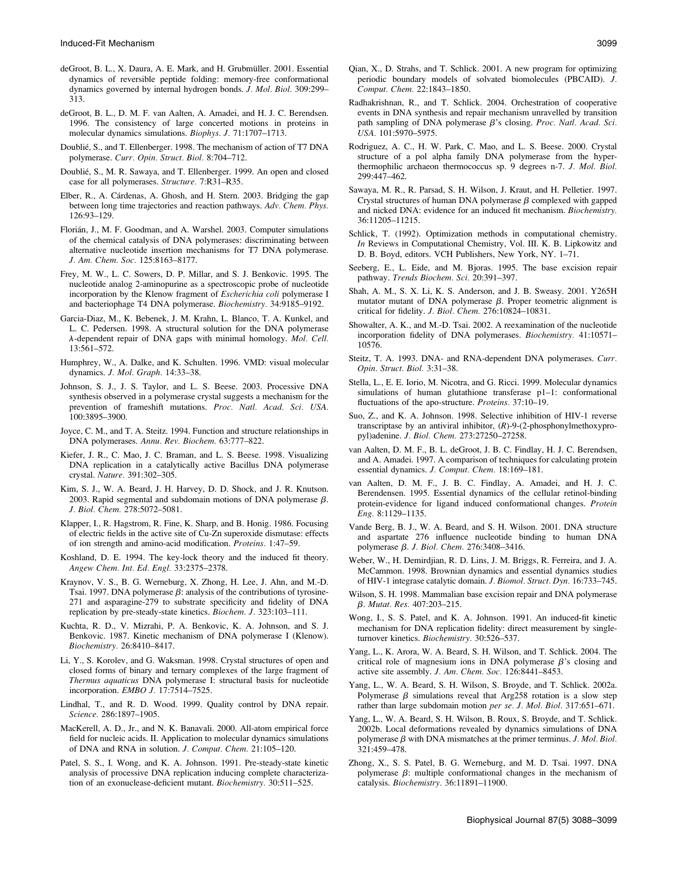deGroot, B. L., X. Daura, A. E. Mark, and H. Grubmüller. 2001. Essential dynamics of reversible peptide folding: memory-free conformational dynamics governed by internal hydrogen bonds. *J. Mol. Biol.* 309:299–313.

deGroot, B. L., D. M. F. van Aalten, A. Amadei, and H. J. C. Berendsen. 1996. The consistency of large concerted motions in proteins in molecular dynamics simulations. *Biophys. J.* 71:1707–1713.

Doublié, S., and T. Ellenberger. 1998. The mechanism of action of T7 DNA polymerase. *Curr. Opin. Struct. Biol.* 8:704–712.

Doublié, S., M. R. Sawaya, and T. Ellenberger. 1999. An open and closed case for all polymerases. *Structure.* 7:R31–R35.

Elber, R., A. Cárdenas, A. Ghosh, and H. Stern. 2003. Bridging the gap between long time trajectories and reaction pathways. *Adv. Chem. Phys.* 126:93–129.

Florián, J., M. F. Goodman, and A. Warshel. 2003. Computer simulations of the chemical catalysis of DNA polymerases: discriminating between alternative nucleotide insertion mechanisms for T7 DNA polymerase. *J. Am. Chem. Soc.* 125:8163–8177.

Frey, M. W., L. C. Sowers, D. P. Millar, and S. J. Benkovic. 1995. The nucleotide analog 2-aminopurine as a spectroscopic probe of nucleotide incorporation by the Klenow fragment of *Escherichia coli* polymerase I and bacteriophage T4 DNA polymerase. *Biochemistry.* 34:9185–9192.

Garcia-Diaz, M., K. Bebenek, J. M. Krahn, L. Blanco, T. A. Kunkel, and L. C. Pedersen. 1998. A structural solution for the DNA polymerase λ-dependent repair of DNA gaps with minimal homology. *Mol. Cell.* 13:561–572.

Humphrey, W., A. Dalke, and K. Schulten. 1996. VMD: visual molecular dynamics. *J. Mol. Graph.* 14:33–38.

Johnson, S. J., J. S. Taylor, and L. S. Beese. 2003. Processive DNA synthesis observed in a polymerase crystal suggests a mechanism for the prevention of frameshift mutations. *Proc. Natl. Acad. Sci. USA.* 100:3895–3900.

Joyce, C. M., and T. A. Steitz. 1994. Function and structure relationships in DNA polymerases. *Annu. Rev. Biochem.* 63:777–822.

Kiefer, J. R., C. Mao, J. C. Braman, and L. S. Beese. 1998. Visualizing DNA replication in a catalytically active Bacillus DNA polymerase crystal. *Nature.* 391:302–305.

Kim, S. J., W. A. Beard, J. H. Harvey, D. D. Shock, and J. R. Knutson. 2003. Rapid segmental and subdomain motions of DNA polymerase β. *J. Biol. Chem.* 278:5072–5081.

Klapper, I., R. Hagstrom, R. Fine, K. Sharp, and B. Honig. 1986. Focusing of electric fields in the active site of Cu-Zn superoxide dismutase: effects of ion strength and amino-acid modification. *Proteins.* 1:47–59.

Koshland, D. E. 1994. The key-lock theory and the induced fit theory. *Angew Chem. Int. Ed. Engl.* 33:2375–2378.

Kraynov, V. S., B. G. Werneburg, X. Zhong, H. Lee, J. Ahn, and M.-D. Tsai. 1997. DNA polymerase β: analysis of the contributions of tyrosine-271 and asparagine-279 to substrate specificity and fidelity of DNA replication by pre-steady-state kinetics. *Biochem. J.* 323:103–111.

Kuchta, R. D., V. Mizrahi, P. A. Benkovic, K. A. Johnson, and S. J. Benkovic. 1987. Kinetic mechanism of DNA polymerase I (Klenow). *Biochemistry.* 26:8410–8417.

Li, Y., S. Korolev, and G. Waksman. 1998. Crystal structures of open and closed forms of binary and ternary complexes of the large fragment of *Thermus aquaticus* DNA polymerase I: structural basis for nucleotide incorporation. *EMBO J.* 17:7514–7525.

Lindhal, T., and R. D. Wood. 1999. Quality control by DNA repair. *Science.* 286:1897–1905.

MacKerell, A. D., Jr., and N. K. Banavali. 2000. All-atom empirical force field for nucleic acids. II. Application to molecular dynamics simulations of DNA and RNA in solution. *J. Comput. Chem.* 21:105–120.

Patel, S. S., I. Wong, and K. A. Johnson. 1991. Pre-steady-state kinetic analysis of processive DNA replication inducing complete characterization of an exonuclease-deficient mutant. *Biochemistry.* 30:511–525.

Qian, X., D. Strahs, and T. Schlick. 2001. A new program for optimizing periodic boundary models of solvated biomolecules (PBCAID). *J. Comput. Chem.* 22:1843–1850.

Radhakrishnan, R., and T. Schlick. 2004. Orchestration of cooperative events in DNA synthesis and repair mechanism unravelled by transition path sampling of DNA polymerase β's closing. *Proc. Natl. Acad. Sci. USA.* 101:5970–5975.

Rodriguez, A. C., H. W. Park, C. Mao, and L. S. Beese. 2000. Crystal structure of a pol alpha family DNA polymerase from the hyper-thermophilic archaeon thermococcus sp. 9 degrees n-7. *J. Mol. Biol.* 299:447–462.

Sawaya, M. R., R. Parsad, S. H. Wilson, J. Kraut, and H. Pelletier. 1997. Crystal structures of human DNA polymerase β complexed with gapped and nicked DNA: evidence for an induced fit mechanism. *Biochemistry.* 36:11205–11215.

Schlick, T. (1992). Optimization methods in computational chemistry. *In* Reviews in Computational Chemistry, Vol. III. K. B. Lipkowitz and D. B. Boyd, editors. VCH Publishers, New York, NY. 1–71.

Seeberg, E., L. Eide, and M. Bjoras. 1995. The base excision repair pathway. *Trends Biochem. Sci.* 20:391–397.

Shah, A. M., S. X. Li, K. S. Anderson, and J. B. Sweasy. 2001. Y265H mutator mutant of DNA polymerase β. Proper teometric alignment is critical for fidelity. *J. Biol. Chem.* 276:10824–10831.

Showalter, A. K., and M.-D. Tsai. 2002. A reexamination of the nucleotide incorporation fidelity of DNA polymerases. *Biochemistry.* 41:10571–10576.

Steitz, T. A. 1993. DNA- and RNA-dependent DNA polymerases. *Curr. Opin. Struct. Biol.* 3:31–38.

Stella, L., E. E. Iorio, M. Nicotra, and G. Ricci. 1999. Molecular dynamics simulations of human glutathione transferase p1–1: conformational fluctuations of the apo-structure. *Proteins.* 37:10–19.

Suo, Z., and K. A. Johnson. 1998. Selective inhibition of HIV-1 reverse transcriptase by an antiviral inhibitor, (*R*)-9-(2-phosphonylmethoxypropyl)adenine. *J. Biol. Chem.* 273:27250–27258.

van Aalten, D. M. F., B. L. deGroot, J. B. C. Findlay, H. J. C. Berendsen, and A. Amadei. 1997. A comparison of techniques for calculating protein essential dynamics. *J. Comput. Chem.* 18:169–181.

van Aalten, D. M. F., J. B. C. Findlay, A. Amadei, and H. J. C. Berendsen. 1995. Essential dynamics of the cellular retinol-binding protein-evidence for ligand induced conformational changes. *Protein Eng.* 8:1129–1135.

Vande Berg, B. J., W. A. Beard, and S. H. Wilson. 2001. DNA structure and aspartate 276 influence nucleotide binding to human DNA polymerase β. *J. Biol. Chem.* 276:3408–3416.

Weber, W., H. Demirdjian, R. D. Lins, J. M. Briggs, R. Ferreira, and J. A. McCammon. 1998. Brownian dynamics and essential dynamics studies of HIV-1 integrase catalytic domain. *J. Biomol. Struct. Dyn.* 16:733–745.

Wilson, S. H. 1998. Mammalian base excision repair and DNA polymerase β. *Mutat. Res.* 407:203–215.

Wong, I., S. S. Patel, and K. A. Johnson. 1991. An induced-fit kinetic mechanism for DNA replication fidelity: direct measurement by single-turnover kinetics. *Biochemistry.* 30:526–537.

Yang, L., K. Arora, W. A. Beard, S. H. Wilson, and T. Schlick. 2004. The critical role of magnesium ions in DNA polymerase β's closing and active site assembly. *J. Am. Chem. Soc.* 126:8441–8453.

Yang, L., W. A. Beard, S. H. Wilson, S. Broyde, and T. Schlick. 2002a. Polymerase β simulations reveal that Arg258 rotation is a slow step rather than large subdomain motion *per se*. *J. Mol. Biol.* 317:651–671.

Yang, L., W. A. Beard, S. H. Wilson, B. Roux, S. Broyde, and T. Schlick. 2002b. Local deformations revealed by dynamics simulations of DNA polymerase β with DNA mismatches at the primer terminus. *J. Mol. Biol.* 321:459–478.

Zhong, X., S. S. Patel, B. G. Werneburg, and M. D. Tsai. 1997. DNA polymerase β: multiple conformational changes in the mechanism of catalysis. *Biochemistry.* 36:11891–11900.